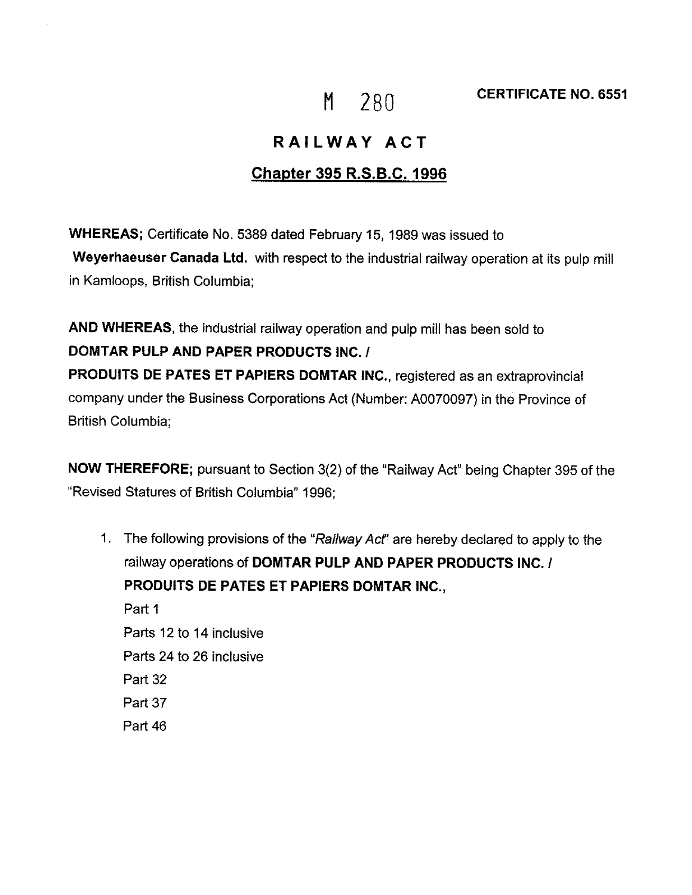M 280 **CERTIFICATE NO. 6551**

# RAILWAY ACT

## Chapter 395 R.S.B.C. 1996

**WHEREAS;** Certificate No. 5389 dated February 15, 1989 was issued to **Weyerhaeuser Canada Ltd.** with respect to the industrial railway operation at its pulp mill in Kamloops, British Columbia;

**AND WHEREAS**, the industrial railway operation and pulp mill has been sold to **DOMTAR PULP AND PAPER PRODUCTS INC. / PRODUITS DE PATES ET PAPIERS DOMTAR INC.**, registered as an extraprovincial company under the Business Corporations Act (Number: A0070097) in the Province of British Columbia;

**NOW THEREFORE;** pursuant to Section 3(2) of the "Railway Act" being Chapter 395 of the "Revised Statures of British Columbia" 1996;

1. The following provisions of the "*Railway Act*" are hereby declared to apply to the railway operations of **DOMTAR PULP AND PAPER PRODUCTS INC. / PRODUITS DE PATES ET PAPIERS DOMTAR INC.,**

   Part 1
   Parts 12 to 14 inclusive
   Parts 24 to 26 inclusive
   Part 32
   Part 37
   Part 46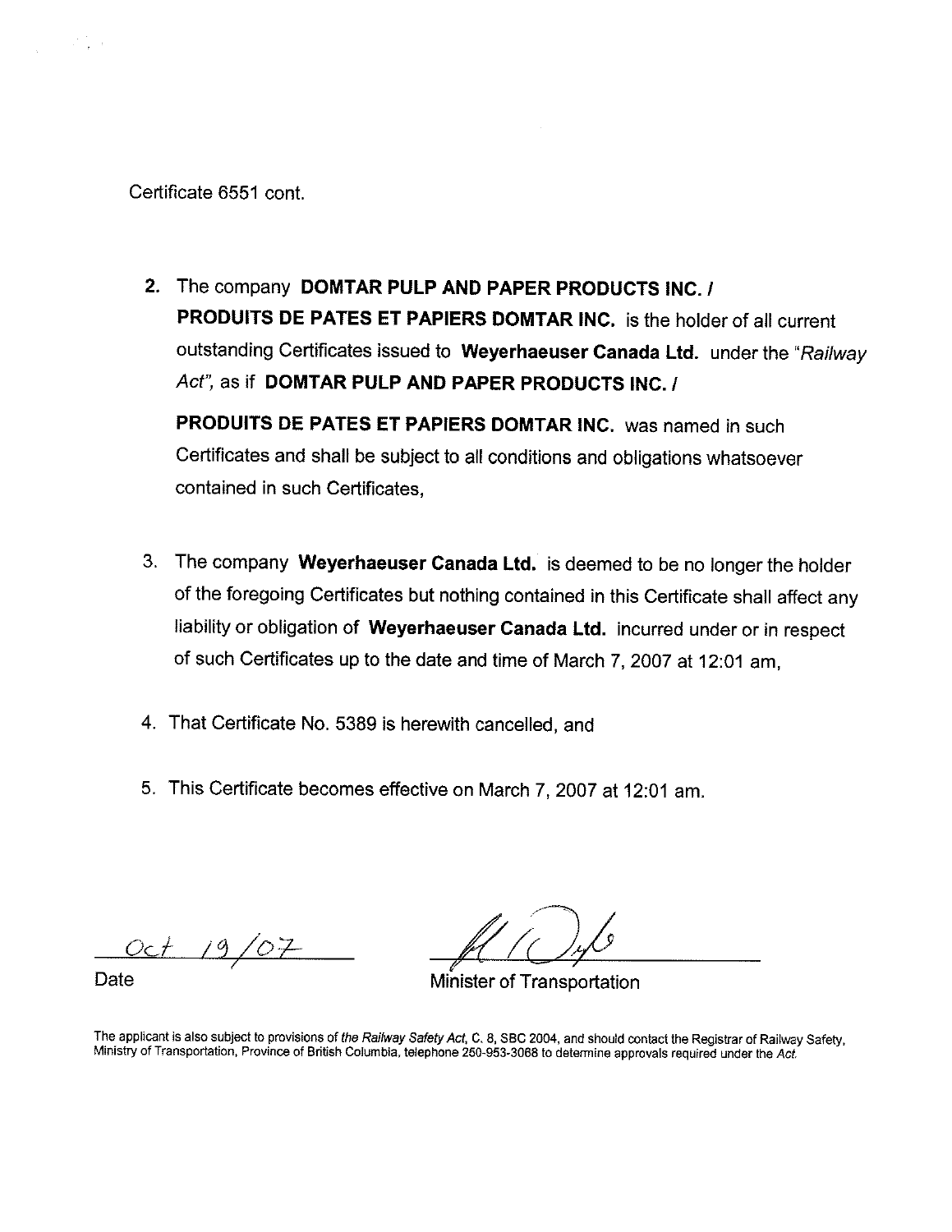Certificate 6551 cont.

2. The company **DOMTAR PULP AND PAPER PRODUCTS INC. / PRODUITS DE PATES ET PAPIERS DOMTAR INC.** is the holder of all current outstanding Certificates issued to **Weyerhaeuser Canada Ltd.** under the "*Railway Act*", as if **DOMTAR PULP AND PAPER PRODUCTS INC. / PRODUITS DE PATES ET PAPIERS DOMTAR INC.** was named in such Certificates and shall be subject to all conditions and obligations whatsoever contained in such Certificates,

3. The company **Weyerhaeuser Canada Ltd.** is deemed to be no longer the holder of the foregoing Certificates but nothing contained in this Certificate shall affect any liability or obligation of **Weyerhaeuser Canada Ltd.** incurred under or in respect of such Certificates up to the date and time of March 7, 2007 at 12:01 am,

4. That Certificate No. 5389 is herewith cancelled, and

5. This Certificate becomes effective on March 7, 2007 at 12:01 am.

Oct 19/07
Date

Minister of Transportation

The applicant is also subject to provisions of *the Railway Safety Act*, C. 8, SBC 2004, and should contact the Registrar of Railway Safety, Ministry of Transportation, Province of British Columbia, telephone 250-953-3068 to determine approvals required under the *Act.*